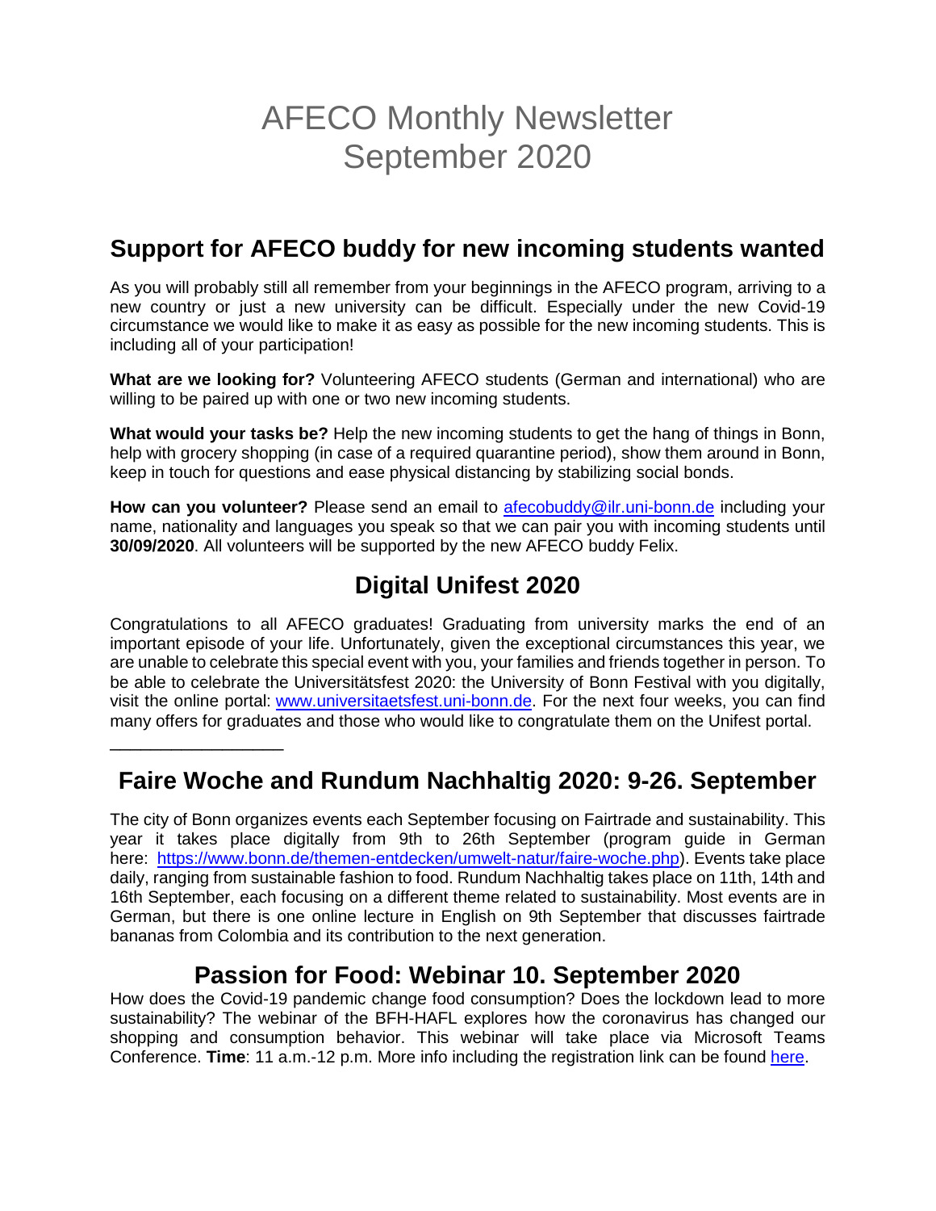# AFECO Monthly Newsletter
# September 2020

## Support for AFECO buddy for new incoming students wanted

As you will probably still all remember from your beginnings in the AFECO program, arriving to a new country or just a new university can be difficult. Especially under the new Covid-19 circumstance we would like to make it as easy as possible for the new incoming students. This is including all of your participation!

**What are we looking for?** Volunteering AFECO students (German and international) who are willing to be paired up with one or two new incoming students.

**What would your tasks be?** Help the new incoming students to get the hang of things in Bonn, help with grocery shopping (in case of a required quarantine period), show them around in Bonn, keep in touch for questions and ease physical distancing by stabilizing social bonds.

**How can you volunteer?** Please send an email to afecobuddy@ilr.uni-bonn.de including your name, nationality and languages you speak so that we can pair you with incoming students until **30/09/2020**. All volunteers will be supported by the new AFECO buddy Felix.

## Digital Unifest 2020

Congratulations to all AFECO graduates! Graduating from university marks the end of an important episode of your life. Unfortunately, given the exceptional circumstances this year, we are unable to celebrate this special event with you, your families and friends together in person. To be able to celebrate the Universitätsfest 2020: the University of Bonn Festival with you digitally, visit the online portal: www.universitaetsfest.uni-bonn.de. For the next four weeks, you can find many offers for graduates and those who would like to congratulate them on the Unifest portal.

---

## Faire Woche and Rundum Nachhaltig 2020: 9-26. September

The city of Bonn organizes events each September focusing on Fairtrade and sustainability. This year it takes place digitally from 9th to 26th September (program guide in German here: https://www.bonn.de/themen-entdecken/umwelt-natur/faire-woche.php). Events take place daily, ranging from sustainable fashion to food. Rundum Nachhaltig takes place on 11th, 14th and 16th September, each focusing on a different theme related to sustainability. Most events are in German, but there is one online lecture in English on 9th September that discusses fairtrade bananas from Colombia and its contribution to the next generation.

## Passion for Food: Webinar 10. September 2020

How does the Covid-19 pandemic change food consumption? Does the lockdown lead to more sustainability? The webinar of the BFH-HAFL explores how the coronavirus has changed our shopping and consumption behavior. This webinar will take place via Microsoft Teams Conference. **Time**: 11 a.m.-12 p.m. More info including the registration link can be found here.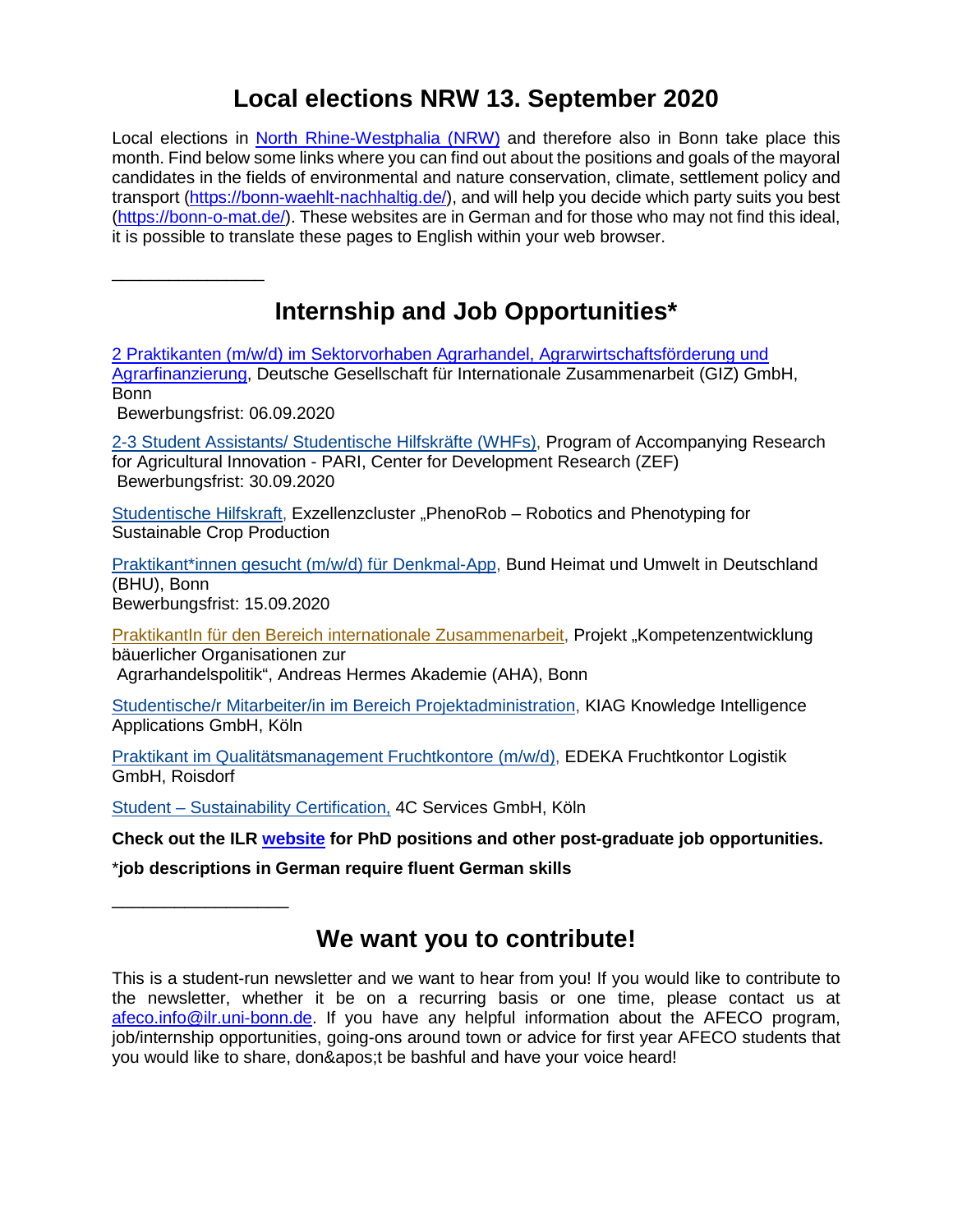# Local elections NRW 13. September 2020

Local elections in North Rhine-Westphalia (NRW) and therefore also in Bonn take place this month. Find below some links where you can find out about the positions and goals of the mayoral candidates in the fields of environmental and nature conservation, climate, settlement policy and transport (https://bonn-waehlt-nachhaltig.de/), and will help you decide which party suits you best (https://bonn-o-mat.de/). These websites are in German and for those who may not find this ideal, it is possible to translate these pages to English within your web browser.

---

# Internship and Job Opportunities*

2 Praktikanten (m/w/d) im Sektorvorhaben Agrarhandel, Agrarwirtschaftsförderung und Agrarfinanzierung, Deutsche Gesellschaft für Internationale Zusammenarbeit (GIZ) GmbH, Bonn
Bewerbungsfrist: 06.09.2020

2-3 Student Assistants/ Studentische Hilfskräfte (WHFs), Program of Accompanying Research for Agricultural Innovation - PARI, Center for Development Research (ZEF)
Bewerbungsfrist: 30.09.2020

Studentische Hilfskraft, Exzellenzcluster „PhenoRob – Robotics and Phenotyping for Sustainable Crop Production

Praktikant*innen gesucht (m/w/d) für Denkmal-App, Bund Heimat und Umwelt in Deutschland (BHU), Bonn
Bewerbungsfrist: 15.09.2020

PraktikantIn für den Bereich internationale Zusammenarbeit, Projekt „Kompetenzentwicklung bäuerlicher Organisationen zur Agrarhandelspolitik“, Andreas Hermes Akademie (AHA), Bonn

Studentische/r Mitarbeiter/in im Bereich Projektadministration, KIAG Knowledge Intelligence Applications GmbH, Köln

Praktikant im Qualitätsmanagement Fruchtkontore (m/w/d), EDEKA Fruchtkontor Logistik GmbH, Roisdorf

Student – Sustainability Certification, 4C Services GmbH, Köln

**Check out the ILR website for PhD positions and other post-graduate job opportunities.**

*__job descriptions in German require fluent German skills__

---

# We want you to contribute!

This is a student-run newsletter and we want to hear from you! If you would like to contribute to the newsletter, whether it be on a recurring basis or one time, please contact us at afeco.info@ilr.uni-bonn.de. If you have any helpful information about the AFECO program, job/internship opportunities, going-ons around town or advice for first year AFECO students that you would like to share, don&apos;t be bashful and have your voice heard!